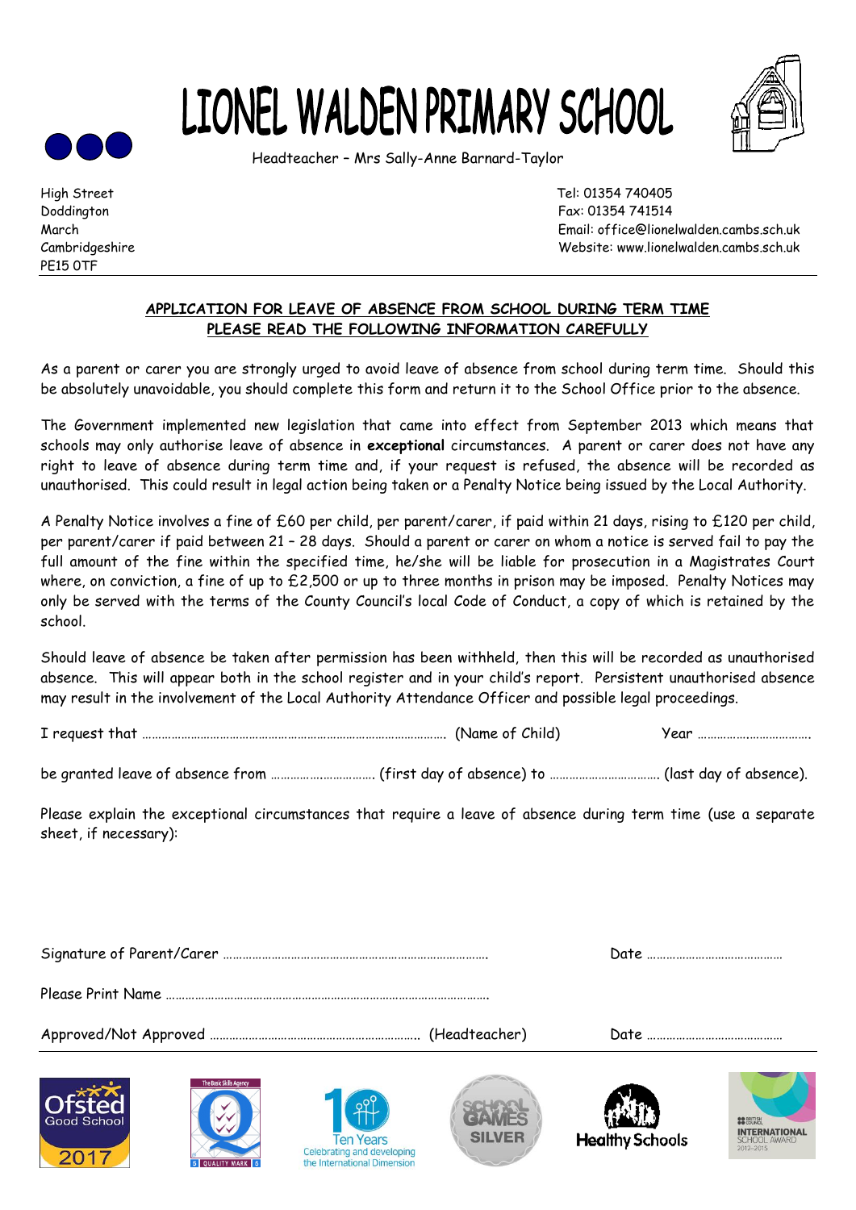# LIONEL WALDEN PRIMARY SCHOOL

Headteacher – Mrs Sally-Anne Barnard-Taylor

High Street
Doddington
March
Cambridgeshire
PE15 0TF

Tel: 01354 740405
Fax: 01354 741514
Email: office@lionelwalden.cambs.sch.uk
Website: www.lionelwalden.cambs.sch.uk

## APPLICATION FOR LEAVE OF ABSENCE FROM SCHOOL DURING TERM TIME
## PLEASE READ THE FOLLOWING INFORMATION CAREFULLY

As a parent or carer you are strongly urged to avoid leave of absence from school during term time. Should this be absolutely unavoidable, you should complete this form and return it to the School Office prior to the absence.

The Government implemented new legislation that came into effect from September 2013 which means that schools may only authorise leave of absence in **exceptional** circumstances. A parent or carer does not have any right to leave of absence during term time and, if your request is refused, the absence will be recorded as unauthorised. This could result in legal action being taken or a Penalty Notice being issued by the Local Authority.

A Penalty Notice involves a fine of £60 per child, per parent/carer, if paid within 21 days, rising to £120 per child, per parent/carer if paid between 21 – 28 days. Should a parent or carer on whom a notice is served fail to pay the full amount of the fine within the specified time, he/she will be liable for prosecution in a Magistrates Court where, on conviction, a fine of up to £2,500 or up to three months in prison may be imposed. Penalty Notices may only be served with the terms of the County Council's local Code of Conduct, a copy of which is retained by the school.

Should leave of absence be taken after permission has been withheld, then this will be recorded as unauthorised absence. This will appear both in the school register and in your child's report. Persistent unauthorised absence may result in the involvement of the Local Authority Attendance Officer and possible legal proceedings.

I request that ………………………………………………………………………………… (Name of Child) Year ……………………………..

be granted leave of absence from …………………………… (first day of absence) to ……………………………. (last day of absence).

Please explain the exceptional circumstances that require a leave of absence during term time (use a separate sheet, if necessary):

Signature of Parent/Carer ………………………………………………………………………… Date ……………………………………

Please Print Name ……………………………………………………………………………………….

Approved/Not Approved ……………………………………………………… (Headteacher) Date ……………………………………

Ofsted Good School 2017 | The Basic Skills Agency Quality Mark | Ten Years Celebrating and developing the International Dimension | School Games Silver | Healthy Schools | British Council International School Award 2012–2015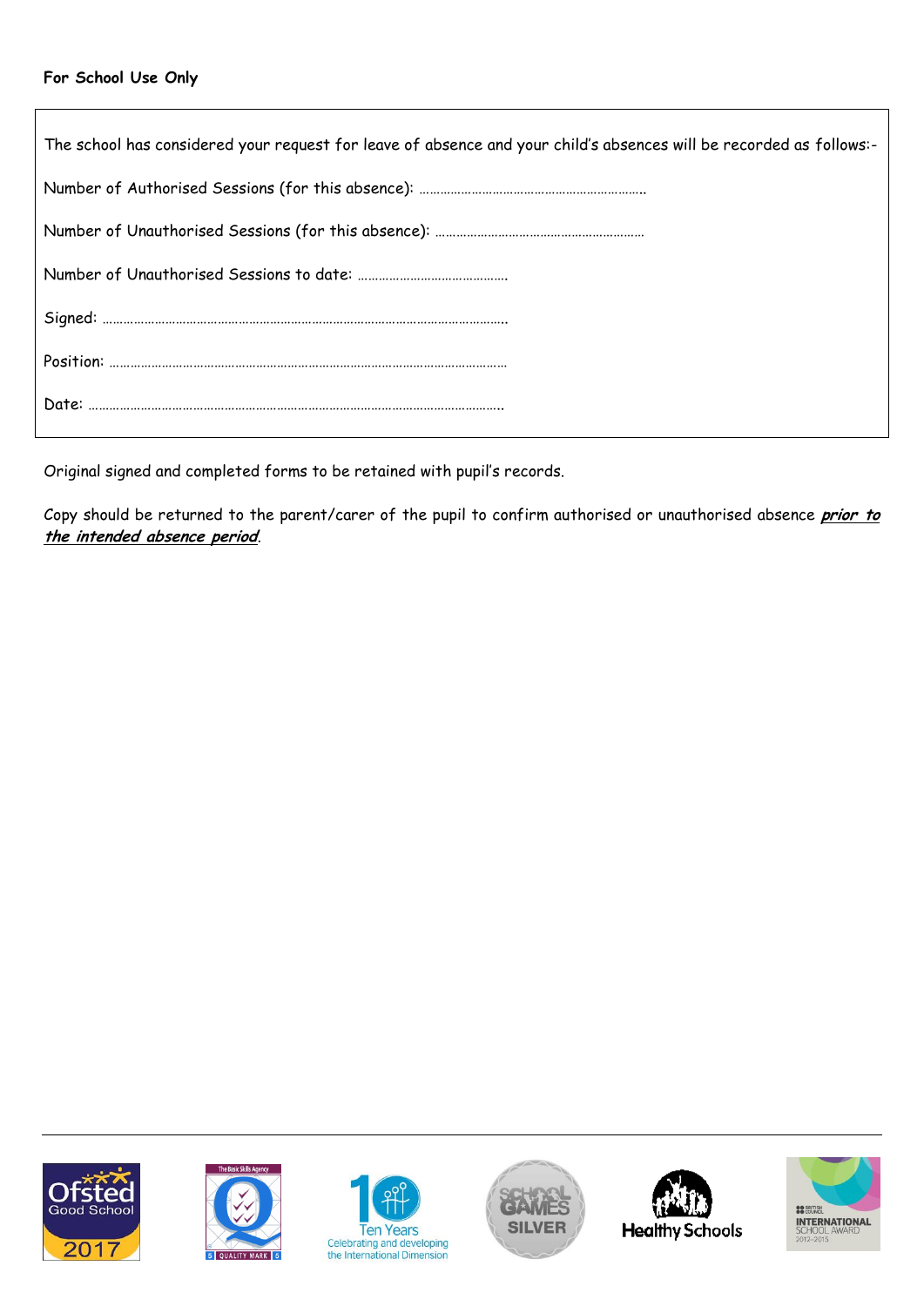**For School Use Only**

The school has considered your request for leave of absence and your child's absences will be recorded as follows:-

Number of Authorised Sessions (for this absence): ………………………………………………………..

Number of Unauthorised Sessions (for this absence): …………………………………………………

Number of Unauthorised Sessions to date: …………………………………….

Signed: ………………………………………………………………………………………………..

Position: ………………………………………………………………………………………………

Date: ……………………………………………………………………………………………………..

Original signed and completed forms to be retained with pupil's records.

Copy should be returned to the parent/carer of the pupil to confirm authorised or unauthorised absence ***prior to the intended absence period***.